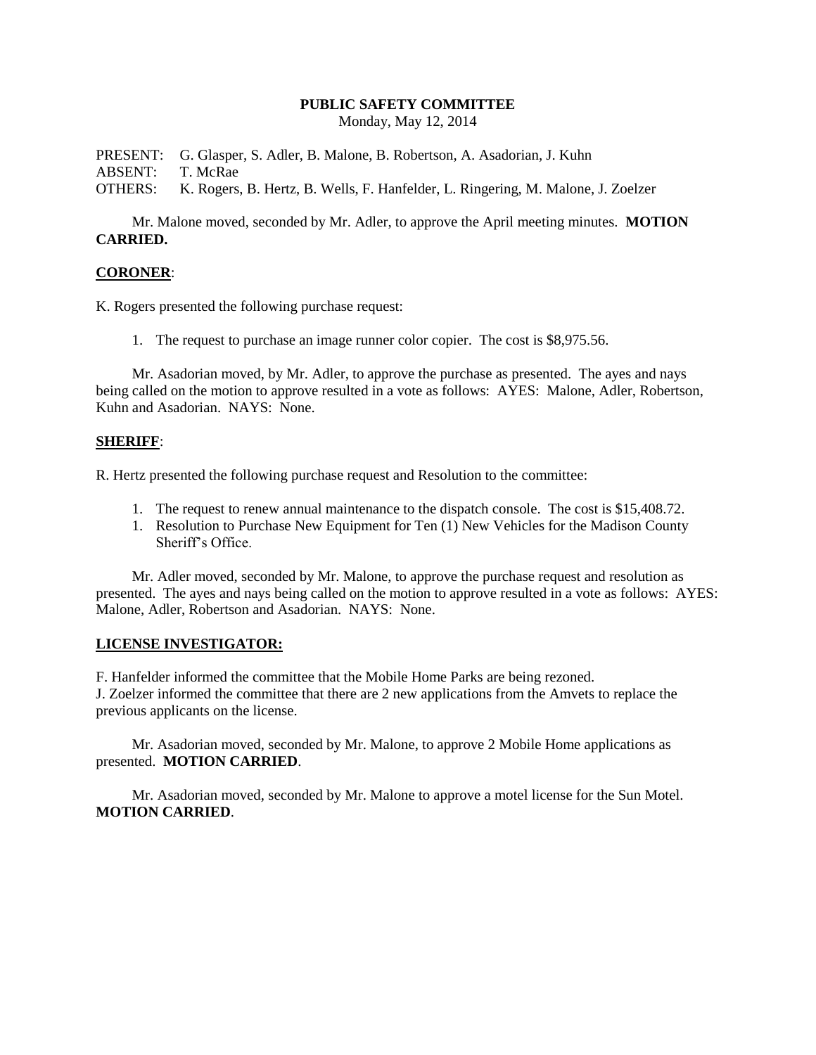# PUBLIC SAFETY COMMITTEE

Monday, May 12, 2014

PRESENT: G. Glasper, S. Adler, B. Malone, B. Robertson, A. Asadorian, J. Kuhn
ABSENT: T. McRae
OTHERS: K. Rogers, B. Hertz, B. Wells, F. Hanfelder, L. Ringering, M. Malone, J. Zoelzer

Mr. Malone moved, seconded by Mr. Adler, to approve the April meeting minutes. **MOTION CARRIED.**

**CORONER**:

K. Rogers presented the following purchase request:

1. The request to purchase an image runner color copier. The cost is $8,975.56.

Mr. Asadorian moved, by Mr. Adler, to approve the purchase as presented. The ayes and nays being called on the motion to approve resulted in a vote as follows: AYES: Malone, Adler, Robertson, Kuhn and Asadorian. NAYS: None.

**SHERIFF**:

R. Hertz presented the following purchase request and Resolution to the committee:

1. The request to renew annual maintenance to the dispatch console. The cost is $15,408.72.
1. Resolution to Purchase New Equipment for Ten (1) New Vehicles for the Madison County Sheriff's Office.

Mr. Adler moved, seconded by Mr. Malone, to approve the purchase request and resolution as presented. The ayes and nays being called on the motion to approve resulted in a vote as follows: AYES: Malone, Adler, Robertson and Asadorian. NAYS: None.

**LICENSE INVESTIGATOR:**

F. Hanfelder informed the committee that the Mobile Home Parks are being rezoned.
J. Zoelzer informed the committee that there are 2 new applications from the Amvets to replace the previous applicants on the license.

Mr. Asadorian moved, seconded by Mr. Malone, to approve 2 Mobile Home applications as presented. **MOTION CARRIED**.

Mr. Asadorian moved, seconded by Mr. Malone to approve a motel license for the Sun Motel. **MOTION CARRIED**.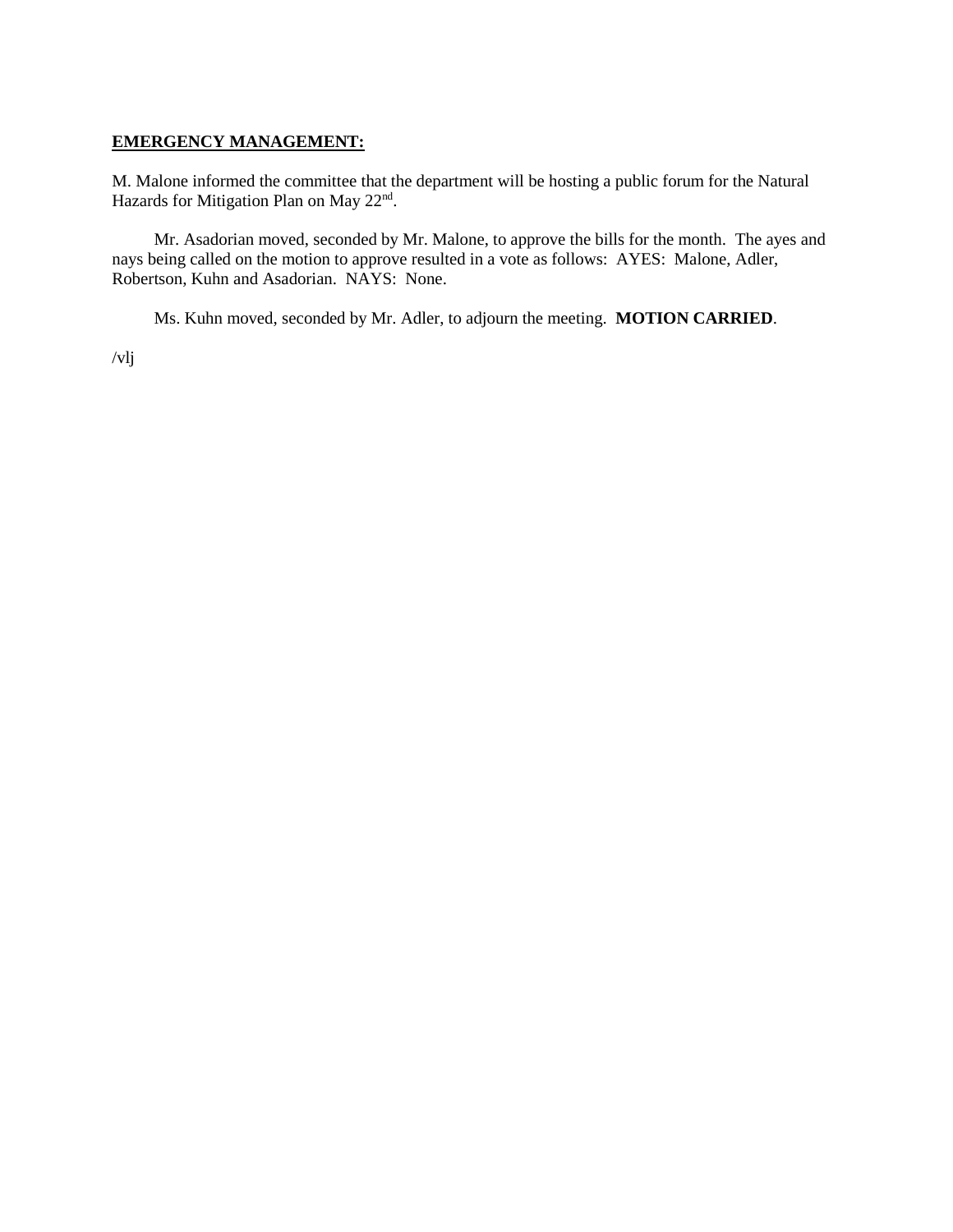**EMERGENCY MANAGEMENT:**

M. Malone informed the committee that the department will be hosting a public forum for the Natural Hazards for Mitigation Plan on May 22nd.

Mr. Asadorian moved, seconded by Mr. Malone, to approve the bills for the month. The ayes and nays being called on the motion to approve resulted in a vote as follows: AYES: Malone, Adler, Robertson, Kuhn and Asadorian. NAYS: None.

Ms. Kuhn moved, seconded by Mr. Adler, to adjourn the meeting. **MOTION CARRIED**.

/vlj